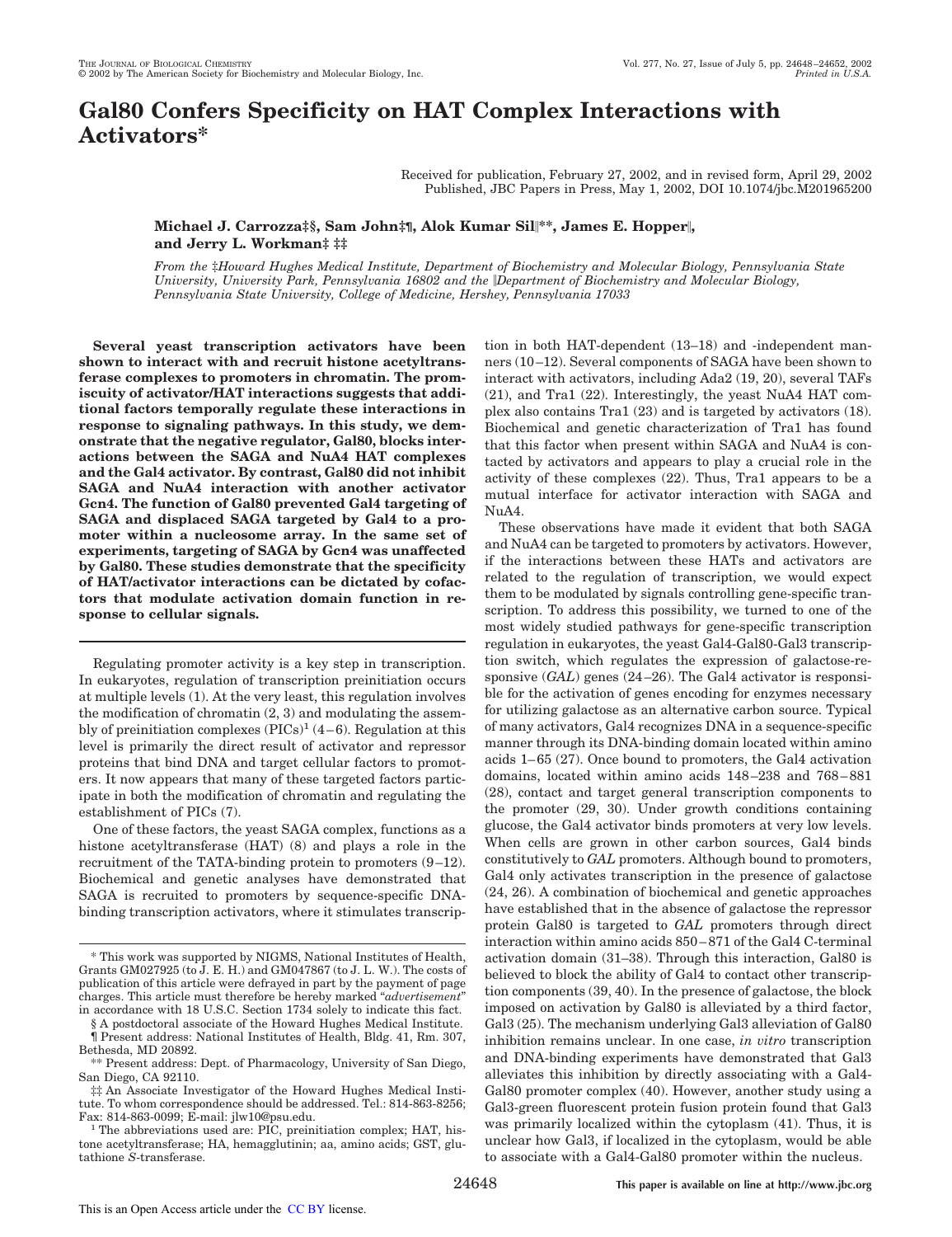# Gal80 Confers Specificity on HAT Complex Interactions with Activators*

Received for publication, February 27, 2002, and in revised form, April 29, 2002
Published, JBC Papers in Press, May 1, 2002, DOI 10.1074/jbc.M201965200

**Michael J. Carrozza‡§, Sam John‡¶, Alok Kumar Sil‖\*\*, James E. Hopper‖, and Jerry L. Workman‡ ‡‡**

*From the ‡Howard Hughes Medical Institute, Department of Biochemistry and Molecular Biology, Pennsylvania State University, University Park, Pennsylvania 16802 and the ‖Department of Biochemistry and Molecular Biology, Pennsylvania State University, College of Medicine, Hershey, Pennsylvania 17033*

**Several yeast transcription activators have been shown to interact with and recruit histone acetyltransferase complexes to promoters in chromatin. The promiscuity of activator/HAT interactions suggests that additional factors temporally regulate these interactions in response to signaling pathways. In this study, we demonstrate that the negative regulator, Gal80, blocks interactions between the SAGA and NuA4 HAT complexes and the Gal4 activator. By contrast, Gal80 did not inhibit SAGA and NuA4 interaction with another activator Gcn4. The function of Gal80 prevented Gal4 targeting of SAGA and displaced SAGA targeted by Gal4 to a promoter within a nucleosome array. In the same set of experiments, targeting of SAGA by Gcn4 was unaffected by Gal80. These studies demonstrate that the specificity of HAT/activator interactions can be dictated by cofactors that modulate activation domain function in response to cellular signals.**

Regulating promoter activity is a key step in transcription. In eukaryotes, regulation of transcription preinitiation occurs at multiple levels (1). At the very least, this regulation involves the modification of chromatin (2, 3) and modulating the assembly of preinitiation complexes (PICs)[1] (4–6). Regulation at this level is primarily the direct result of activator and repressor proteins that bind DNA and target cellular factors to promoters. It now appears that many of these targeted factors participate in both the modification of chromatin and regulating the establishment of PICs (7).

One of these factors, the yeast SAGA complex, functions as a histone acetyltransferase (HAT) (8) and plays a role in the recruitment of the TATA-binding protein to promoters (9–12). Biochemical and genetic analyses have demonstrated that SAGA is recruited to promoters by sequence-specific DNA-binding transcription activators, where it stimulates transcription in both HAT-dependent (13–18) and -independent manners (10–12). Several components of SAGA have been shown to interact with activators, including Ada2 (19, 20), several TAFs (21), and Tra1 (22). Interestingly, the yeast NuA4 HAT complex also contains Tra1 (23) and is targeted by activators (18). Biochemical and genetic characterization of Tra1 has found that this factor when present within SAGA and NuA4 is contacted by activators and appears to play a crucial role in the activity of these complexes (22). Thus, Tra1 appears to be a mutual interface for activator interaction with SAGA and NuA4.

These observations have made it evident that both SAGA and NuA4 can be targeted to promoters by activators. However, if the interactions between these HATs and activators are related to the regulation of transcription, we would expect them to be modulated by signals controlling gene-specific transcription. To address this possibility, we turned to one of the most widely studied pathways for gene-specific transcription regulation in eukaryotes, the yeast Gal4-Gal80-Gal3 transcription switch, which regulates the expression of galactose-responsive (*GAL*) genes (24–26). The Gal4 activator is responsible for the activation of genes encoding for enzymes necessary for utilizing galactose as an alternative carbon source. Typical of many activators, Gal4 recognizes DNA in a sequence-specific manner through its DNA-binding domain located within amino acids 1–65 (27). Once bound to promoters, the Gal4 activation domains, located within amino acids 148–238 and 768–881 (28), contact and target general transcription components to the promoter (29, 30). Under growth conditions containing glucose, the Gal4 activator binds promoters at very low levels. When cells are grown in other carbon sources, Gal4 binds constitutively to *GAL* promoters. Although bound to promoters, Gal4 only activates transcription in the presence of galactose (24, 26). A combination of biochemical and genetic approaches have established that in the absence of galactose the repressor protein Gal80 is targeted to *GAL* promoters through direct interaction within amino acids 850–871 of the Gal4 C-terminal activation domain (31–38). Through this interaction, Gal80 is believed to block the ability of Gal4 to contact other transcription components (39, 40). In the presence of galactose, the block imposed on activation by Gal80 is alleviated by a third factor, Gal3 (25). The mechanism underlying Gal3 alleviation of Gal80 inhibition remains unclear. In one case, *in vitro* transcription and DNA-binding experiments have demonstrated that Gal3 alleviates this inhibition by directly associating with a Gal4-Gal80 promoter complex (40). However, another study using a Gal3-green fluorescent protein fusion protein found that Gal3 was primarily localized within the cytoplasm (41). Thus, it is unclear how Gal3, if localized in the cytoplasm, would be able to associate with a Gal4-Gal80 promoter within the nucleus.

---

\* This work was supported by NIGMS, National Institutes of Health, Grants GM027925 (to J. E. H.) and GM047867 (to J. L. W.). The costs of publication of this article were defrayed in part by the payment of page charges. This article must therefore be hereby marked "*advertisement*" in accordance with 18 U.S.C. Section 1734 solely to indicate this fact.

§ A postdoctoral associate of the Howard Hughes Medical Institute.

¶ Present address: National Institutes of Health, Bldg. 41, Rm. 307, Bethesda, MD 20892.

\*\* Present address: Dept. of Pharmacology, University of San Diego, San Diego, CA 92110.

‡‡ An Associate Investigator of the Howard Hughes Medical Institute. To whom correspondence should be addressed. Tel.: 814-863-8256; Fax: 814-863-0099; E-mail: jlw10@psu.edu.

[1] The abbreviations used are: PIC, preinitiation complex; HAT, histone acetyltransferase; HA, hemagglutinin; aa, amino acids; GST, glutathione *S*-transferase.

This is an Open Access article under the CC BY license.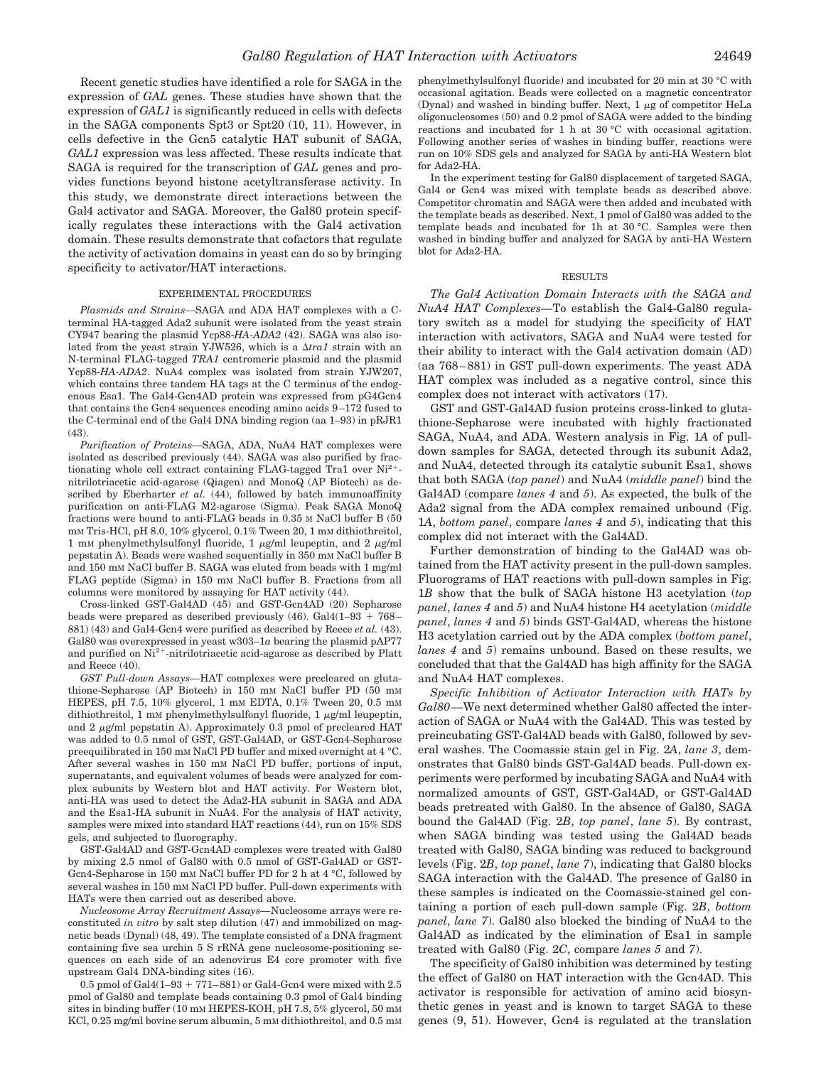Recent genetic studies have identified a role for SAGA in the expression of *GAL* genes. These studies have shown that the expression of *GAL1* is significantly reduced in cells with defects in the SAGA components Spt3 or Spt20 (10, 11). However, in cells defective in the Gcn5 catalytic HAT subunit of SAGA, *GAL1* expression was less affected. These results indicate that SAGA is required for the transcription of *GAL* genes and provides functions beyond histone acetyltransferase activity. In this study, we demonstrate direct interactions between the Gal4 activator and SAGA. Moreover, the Gal80 protein specifically regulates these interactions with the Gal4 activation domain. These results demonstrate that cofactors that regulate the activity of activation domains in yeast can do so by bringing specificity to activator/HAT interactions.

## EXPERIMENTAL PROCEDURES

*Plasmids and Strains*—SAGA and ADA HAT complexes with a C-terminal HA-tagged Ada2 subunit were isolated from the yeast strain CY947 bearing the plasmid Ycp88-*HA-ADA2* (42). SAGA was also isolated from the yeast strain YJW526, which is a Δ*tra1* strain with an N-terminal FLAG-tagged *TRA1* centromeric plasmid and the plasmid Ycp88-*HA-ADA2*. NuA4 complex was isolated from strain YJW207, which contains three tandem HA tags at the C terminus of the endogenous Esa1. The Gal4-Gcn4AD protein was expressed from pG4Gcn4 that contains the Gcn4 sequences encoding amino acids 9–172 fused to the C-terminal end of the Gal4 DNA binding region (aa 1–93) in pRJR1 (43).

*Purification of Proteins*—SAGA, ADA, NuA4 HAT complexes were isolated as described previously (44). SAGA was also purified by fractionating whole cell extract containing FLAG-tagged Tra1 over $Ni^{2+}$-nitrilotriacetic acid-agarose (Qiagen) and MonoQ (AP Biotech) as described by Eberharter *et al.* (44), followed by batch immunoaffinity purification on anti-FLAG M2-agarose (Sigma). Peak SAGA MonoQ fractions were bound to anti-FLAG beads in 0.35 M NaCl buffer B (50 mM Tris-HCl, pH 8.0, 10% glycerol, 0.1% Tween 20, 1 mM dithiothreitol, 1 mM phenylmethylsulfonyl fluoride, 1 μg/ml leupeptin, and 2 μg/ml pepstatin A). Beads were washed sequentially in 350 mM NaCl buffer B and 150 mM NaCl buffer B. SAGA was eluted from beads with 1 mg/ml FLAG peptide (Sigma) in 150 mM NaCl buffer B. Fractions from all columns were monitored by assaying for HAT activity (44).

Cross-linked GST-Gal4AD (45) and GST-Gcn4AD (20) Sepharose beads were prepared as described previously (46). Gal4(1–93 + 768–881) (43) and Gal4-Gcn4 were purified as described by Reece *et al.* (43). Gal80 was overexpressed in yeast w303–1*a* bearing the plasmid pAP77 and purified on $Ni^{2+}$-nitrilotriacetic acid-agarose as described by Platt and Reece (40).

*GST Pull-down Assays*—HAT complexes were precleared on glutathione-Sepharose (AP Biotech) in 150 mM NaCl buffer PD (50 mM HEPES, pH 7.5, 10% glycerol, 1 mM EDTA, 0.1% Tween 20, 0.5 mM dithiothreitol, 1 mM phenylmethylsulfonyl fluoride, 1 μg/ml leupeptin, and 2 μg/ml pepstatin A). Approximately 0.3 pmol of precleared HAT was added to 0.5 nmol of GST, GST-Gal4AD, or GST-Gcn4-Sepharose preequilibrated in 150 mM NaCl PD buffer and mixed overnight at 4 °C. After several washes in 150 mM NaCl PD buffer, portions of input, supernatants, and equivalent volumes of beads were analyzed for complex subunits by Western blot and HAT activity. For Western blot, anti-HA was used to detect the Ada2-HA subunit in SAGA and ADA and the Esa1-HA subunit in NuA4. For the analysis of HAT activity, samples were mixed into standard HAT reactions (44), run on 15% SDS gels, and subjected to fluorography.

GST-Gal4AD and GST-Gcn4AD complexes were treated with Gal80 by mixing 2.5 nmol of Gal80 with 0.5 nmol of GST-Gal4AD or GST-Gcn4-Sepharose in 150 mM NaCl buffer PD for 2 h at 4 °C, followed by several washes in 150 mM NaCl PD buffer. Pull-down experiments with HATs were then carried out as described above.

*Nucleosome Array Recruitment Assays*—Nucleosome arrays were reconstituted *in vitro* by salt step dilution (47) and immobilized on magnetic beads (Dynal) (48, 49). The template consisted of a DNA fragment containing five sea urchin 5 S rRNA gene nucleosome-positioning sequences on each side of an adenovirus E4 core promoter with five upstream Gal4 DNA-binding sites (16).

0.5 pmol of Gal4(1–93 + 771–881) or Gal4-Gcn4 were mixed with 2.5 pmol of Gal80 and template beads containing 0.3 pmol of Gal4 binding sites in binding buffer (10 mM HEPES-KOH, pH 7.8, 5% glycerol, 50 mM KCl, 0.25 mg/ml bovine serum albumin, 5 mM dithiothreitol, and 0.5 mM phenylmethylsulfonyl fluoride) and incubated for 20 min at 30 °C with occasional agitation. Beads were collected on a magnetic concentrator (Dynal) and washed in binding buffer. Next, 1 μg of competitor HeLa oligonucleosomes (50) and 0.2 pmol of SAGA were added to the binding reactions and incubated for 1 h at 30 °C with occasional agitation. Following another series of washes in binding buffer, reactions were run on 10% SDS gels and analyzed for SAGA by anti-HA Western blot for Ada2-HA.

In the experiment testing for Gal80 displacement of targeted SAGA, Gal4 or Gcn4 was mixed with template beads as described above. Competitor chromatin and SAGA were then added and incubated with the template beads as described. Next, 1 pmol of Gal80 was added to the template beads and incubated for 1h at 30 °C. Samples were then washed in binding buffer and analyzed for SAGA by anti-HA Western blot for Ada2-HA.

## RESULTS

*The Gal4 Activation Domain Interacts with the SAGA and NuA4 HAT Complexes*—To establish the Gal4-Gal80 regulatory switch as a model for studying the specificity of HAT interaction with activators, SAGA and NuA4 were tested for their ability to interact with the Gal4 activation domain (AD) (aa 768–881) in GST pull-down experiments. The yeast ADA HAT complex was included as a negative control, since this complex does not interact with activators (17).

GST and GST-Gal4AD fusion proteins cross-linked to glutathione-Sepharose were incubated with highly fractionated SAGA, NuA4, and ADA. Western analysis in Fig. 1*A* of pull-down samples for SAGA, detected through its subunit Ada2, and NuA4, detected through its catalytic subunit Esa1, shows that both SAGA (*top panel*) and NuA4 (*middle panel*) bind the Gal4AD (compare *lanes 4* and *5*). As expected, the bulk of the Ada2 signal from the ADA complex remained unbound (Fig. 1*A*, *bottom panel*, compare *lanes 4* and *5*), indicating that this complex did not interact with the Gal4AD.

Further demonstration of binding to the Gal4AD was obtained from the HAT activity present in the pull-down samples. Fluorograms of HAT reactions with pull-down samples in Fig. 1*B* show that the bulk of SAGA histone H3 acetylation (*top panel*, *lanes 4* and *5*) and NuA4 histone H4 acetylation (*middle panel*, *lanes 4* and *5*) binds GST-Gal4AD, whereas the histone H3 acetylation carried out by the ADA complex (*bottom panel*, *lanes 4* and *5*) remains unbound. Based on these results, we concluded that that the Gal4AD has high affinity for the SAGA and NuA4 HAT complexes.

*Specific Inhibition of Activator Interaction with HATs by Gal80*—We next determined whether Gal80 affected the interaction of SAGA or NuA4 with the Gal4AD. This was tested by preincubating GST-Gal4AD beads with Gal80, followed by several washes. The Coomassie stain gel in Fig. 2*A*, *lane 3*, demonstrates that Gal80 binds GST-Gal4AD beads. Pull-down experiments were performed by incubating SAGA and NuA4 with normalized amounts of GST, GST-Gal4AD, or GST-Gal4AD beads pretreated with Gal80. In the absence of Gal80, SAGA bound the Gal4AD (Fig. 2*B*, *top panel*, *lane 5*). By contrast, when SAGA binding was tested using the Gal4AD beads treated with Gal80, SAGA binding was reduced to background levels (Fig. 2*B*, *top panel*, *lane 7*), indicating that Gal80 blocks SAGA interaction with the Gal4AD. The presence of Gal80 in these samples is indicated on the Coomassie-stained gel containing a portion of each pull-down sample (Fig. 2*B*, *bottom panel*, *lane 7*). Gal80 also blocked the binding of NuA4 to the Gal4AD as indicated by the elimination of Esa1 in sample treated with Gal80 (Fig. 2*C*, compare *lanes 5* and *7*).

The specificity of Gal80 inhibition was determined by testing the effect of Gal80 on HAT interaction with the Gcn4AD. This activator is responsible for activation of amino acid biosynthetic genes in yeast and is known to target SAGA to these genes (9, 51). However, Gcn4 is regulated at the translation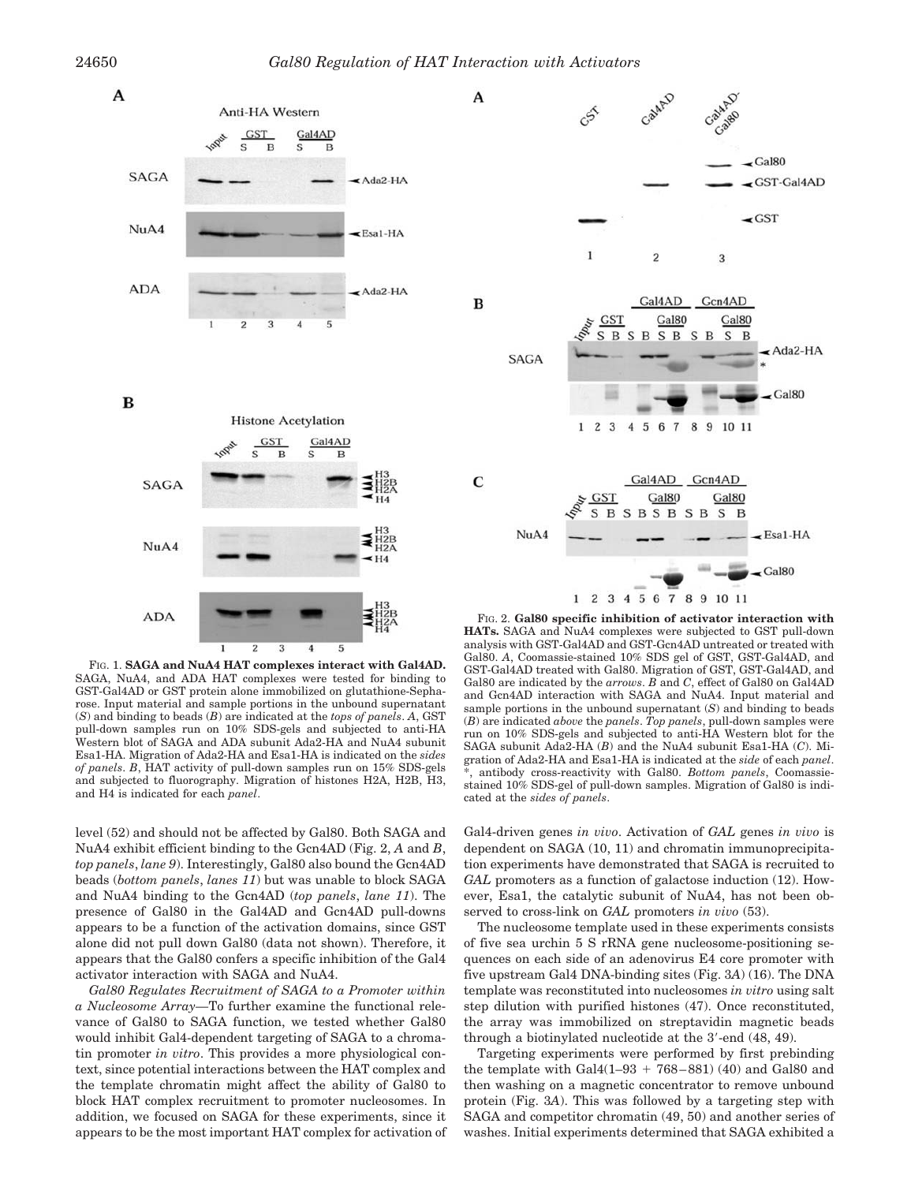FIG. 1. **SAGA and NuA4 HAT complexes interact with Gal4AD.** SAGA, NuA4, and ADA HAT complexes were tested for binding to GST-Gal4AD or GST protein alone immobilized on glutathione-Sepharose. Input material and sample portions in the unbound supernatant (*S*) and binding to beads (*B*) are indicated at the *tops of panels*. *A*, GST pull-down samples run on 10% SDS-gels and subjected to anti-HA Western blot of SAGA and ADA subunit Ada2-HA and NuA4 subunit Esa1-HA. Migration of Ada2-HA and Esa1-HA is indicated on the *sides of panels*. *B*, HAT activity of pull-down samples run on 15% SDS-gels and subjected to fluorography. Migration of histones H2A, H2B, H3, and H4 is indicated for each *panel*.

FIG. 2. **Gal80 specific inhibition of activator interaction with HATs.** SAGA and NuA4 complexes were subjected to GST pull-down analysis with GST-Gal4AD and GST-Gcn4AD untreated or treated with Gal80. *A*, Coomassie-stained 10% SDS gel of GST, GST-Gal4AD, and GST-Gal4AD treated with Gal80. Migration of GST, GST-Gal4AD, and Gal80 are indicated by the *arrows*. *B* and *C*, effect of Gal80 on Gal4AD and Gcn4AD interaction with SAGA and NuA4. Input material and sample portions in the unbound supernatant (*S*) and binding to beads (*B*) are indicated *above* the *panels*. *Top panels*, pull-down samples were run on 10% SDS-gels and subjected to anti-HA Western blot for the SAGA subunit Ada2-HA (*B*) and the NuA4 subunit Esa1-HA (*C*). Migration of Ada2-HA and Esa1-HA is indicated at the *side* of each *panel*. *, antibody cross-reactivity with Gal80. *Bottom panels*, Coomassie-stained 10% SDS-gel of pull-down samples. Migration of Gal80 is indicated at the *sides of panels*.

level (52) and should not be affected by Gal80. Both SAGA and NuA4 exhibit efficient binding to the Gcn4AD (Fig. 2, *A* and *B*, *top panels*, *lane 9*). Interestingly, Gal80 also bound the Gcn4AD beads (*bottom panels*, *lanes 11*) but was unable to block SAGA and NuA4 binding to the Gcn4AD (*top panels*, *lane 11*). The presence of Gal80 in the Gal4AD and Gcn4AD pull-downs appears to be a function of the activation domains, since GST alone did not pull down Gal80 (data not shown). Therefore, it appears that the Gal80 confers a specific inhibition of the Gal4 activator interaction with SAGA and NuA4.

*Gal80 Regulates Recruitment of SAGA to a Promoter within a Nucleosome Array*—To further examine the functional relevance of Gal80 to SAGA function, we tested whether Gal80 would inhibit Gal4-dependent targeting of SAGA to a chromatin promoter *in vitro*. This provides a more physiological context, since potential interactions between the HAT complex and the template chromatin might affect the ability of Gal80 to block HAT complex recruitment to promoter nucleosomes. In addition, we focused on SAGA for these experiments, since it appears to be the most important HAT complex for activation of Gal4-driven genes *in vivo*. Activation of *GAL* genes *in vivo* is dependent on SAGA (10, 11) and chromatin immunoprecipitation experiments have demonstrated that SAGA is recruited to *GAL* promoters as a function of galactose induction (12). However, Esa1, the catalytic subunit of NuA4, has not been observed to cross-link on *GAL* promoters *in vivo* (53).

The nucleosome template used in these experiments consists of five sea urchin 5 S rRNA gene nucleosome-positioning sequences on each side of an adenovirus E4 core promoter with five upstream Gal4 DNA-binding sites (Fig. 3*A*) (16). The DNA template was reconstituted into nucleosomes *in vitro* using salt step dilution with purified histones (47). Once reconstituted, the array was immobilized on streptavidin magnetic beads through a biotinylated nucleotide at the 3′-end (48, 49).

Targeting experiments were performed by first prebinding the template with Gal4(1–93 + 768–881) (40) and Gal80 and then washing on a magnetic concentrator to remove unbound protein (Fig. 3*A*). This was followed by a targeting step with SAGA and competitor chromatin (49, 50) and another series of washes. Initial experiments determined that SAGA exhibited a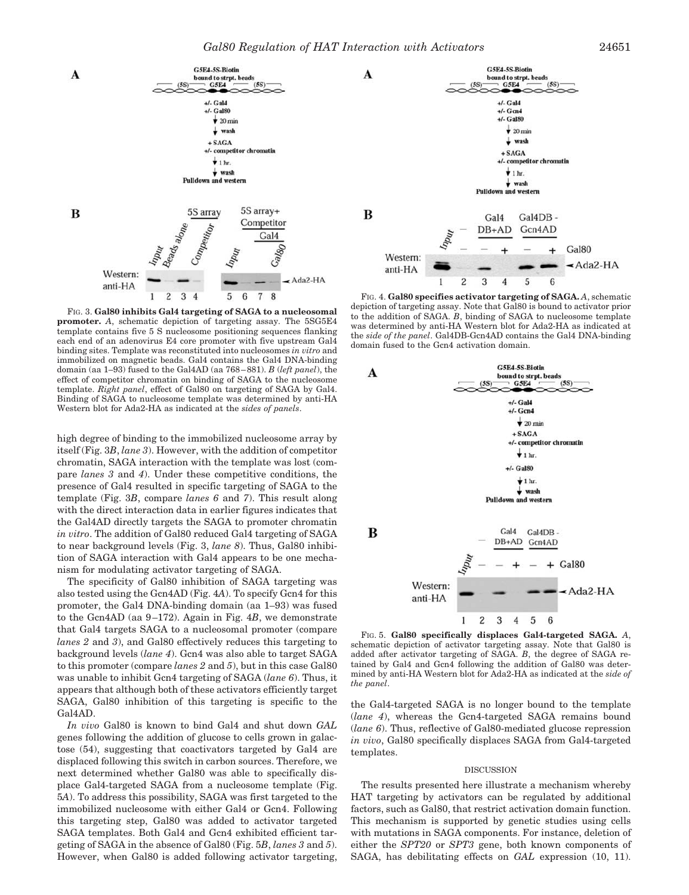FIG. 3. **Gal80 inhibits Gal4 targeting of SAGA to a nucleosomal promoter.** *A*, schematic depiction of targeting assay. The 5SG5E4 template contains five 5 S nucleosome positioning sequences flanking each end of an adenovirus E4 core promoter with five upstream Gal4 binding sites. Template was reconstituted into nucleosomes *in vitro* and immobilized on magnetic beads. Gal4 contains the Gal4 DNA-binding domain (aa 1–93) fused to the Gal4AD (aa 768–881). *B* (*left panel*), the effect of competitor chromatin on binding of SAGA to the nucleosome template. *Right panel*, effect of Gal80 on targeting of SAGA by Gal4. Binding of SAGA to nucleosome template was determined by anti-HA Western blot for Ada2-HA as indicated at the *sides of panels*.

high degree of binding to the immobilized nucleosome array by itself (Fig. 3*B*, *lane 3*). However, with the addition of competitor chromatin, SAGA interaction with the template was lost (compare *lanes 3* and *4*). Under these competitive conditions, the presence of Gal4 resulted in specific targeting of SAGA to the template (Fig. 3*B*, compare *lanes 6* and *7*). This result along with the direct interaction data in earlier figures indicates that the Gal4AD directly targets the SAGA to promoter chromatin *in vitro*. The addition of Gal80 reduced Gal4 targeting of SAGA to near background levels (Fig. 3, *lane 8*). Thus, Gal80 inhibition of SAGA interaction with Gal4 appears to be one mechanism for modulating activator targeting of SAGA.

The specificity of Gal80 inhibition of SAGA targeting was also tested using the Gcn4AD (Fig. 4*A*). To specify Gcn4 for this promoter, the Gal4 DNA-binding domain (aa 1–93) was fused to the Gcn4AD (aa 9–172). Again in Fig. 4*B*, we demonstrate that Gal4 targets SAGA to a nucleosomal promoter (compare *lanes 2* and *3*), and Gal80 effectively reduces this targeting to background levels (*lane 4*). Gcn4 was also able to target SAGA to this promoter (compare *lanes 2* and *5*), but in this case Gal80 was unable to inhibit Gcn4 targeting of SAGA (*lane 6*). Thus, it appears that although both of these activators efficiently target SAGA, Gal80 inhibition of this targeting is specific to the Gal4AD.

*In vivo* Gal80 is known to bind Gal4 and shut down *GAL* genes following the addition of glucose to cells grown in galactose (54), suggesting that coactivators targeted by Gal4 are displaced following this switch in carbon sources. Therefore, we next determined whether Gal80 was able to specifically displace Gal4-targeted SAGA from a nucleosome template (Fig. 5*A*). To address this possibility, SAGA was first targeted to the immobilized nucleosome with either Gal4 or Gcn4. Following this targeting step, Gal80 was added to activator targeted SAGA templates. Both Gal4 and Gcn4 exhibited efficient targeting of SAGA in the absence of Gal80 (Fig. 5*B*, *lanes 3* and *5*). However, when Gal80 is added following activator targeting, the Gal4-targeted SAGA is no longer bound to the template (*lane 4*), whereas the Gcn4-targeted SAGA remains bound (*lane 6*). Thus, reflective of Gal80-mediated glucose repression *in vivo*, Gal80 specifically displaces SAGA from Gal4-targeted templates.

FIG. 4. **Gal80 specifies activator targeting of SAGA.** *A*, schematic depiction of targeting assay. Note that Gal80 is bound to activator prior to the addition of SAGA. *B*, binding of SAGA to nucleosome template was determined by anti-HA Western blot for Ada2-HA as indicated at the *side of the panel*. Gal4DB-Gcn4AD contains the Gal4 DNA-binding domain fused to the Gcn4 activation domain.

FIG. 5. **Gal80 specifically displaces Gal4-targeted SAGA.** *A*, schematic depiction of activator targeting assay. Note that Gal80 is added after activator targeting of SAGA. *B*, the degree of SAGA retained by Gal4 and Gcn4 following the addition of Gal80 was determined by anti-HA Western blot for Ada2-HA as indicated at the *side of the panel*.

## DISCUSSION

The results presented here illustrate a mechanism whereby HAT targeting by activators can be regulated by additional factors, such as Gal80, that restrict activation domain function. This mechanism is supported by genetic studies using cells with mutations in SAGA components. For instance, deletion of either the *SPT20* or *SPT3* gene, both known components of SAGA, has debilitating effects on *GAL* expression (10, 11).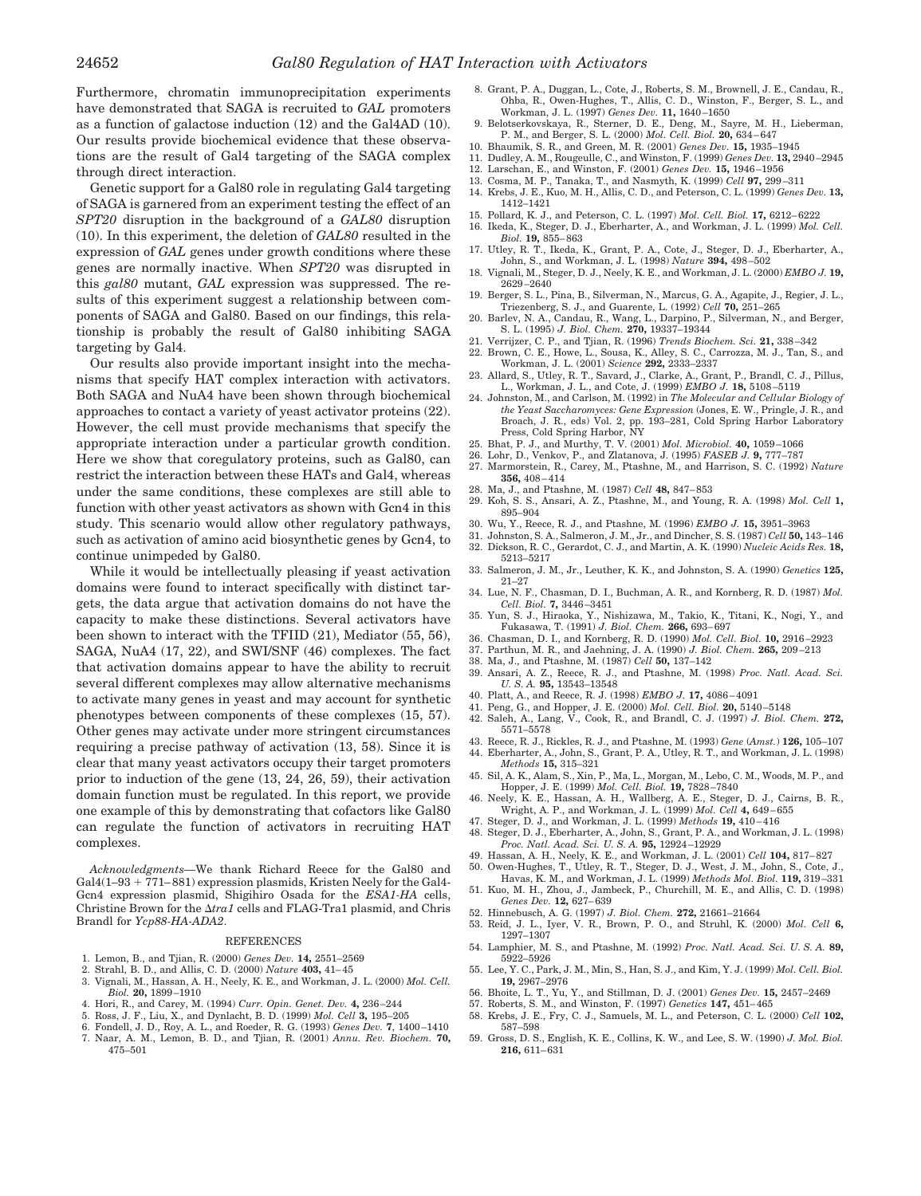Furthermore, chromatin immunoprecipitation experiments have demonstrated that SAGA is recruited to *GAL* promoters as a function of galactose induction (12) and the Gal4AD (10). Our results provide biochemical evidence that these observations are the result of Gal4 targeting of the SAGA complex through direct interaction.

Genetic support for a Gal80 role in regulating Gal4 targeting of SAGA is garnered from an experiment testing the effect of an *SPT20* disruption in the background of a *GAL80* disruption (10). In this experiment, the deletion of *GAL80* resulted in the expression of *GAL* genes under growth conditions where these genes are normally inactive. When *SPT20* was disrupted in this *gal80* mutant, *GAL* expression was suppressed. The results of this experiment suggest a relationship between components of SAGA and Gal80. Based on our findings, this relationship is probably the result of Gal80 inhibiting SAGA targeting by Gal4.

Our results also provide important insight into the mechanisms that specify HAT complex interaction with activators. Both SAGA and NuA4 have been shown through biochemical approaches to contact a variety of yeast activator proteins (22). However, the cell must provide mechanisms that specify the appropriate interaction under a particular growth condition. Here we show that coregulatory proteins, such as Gal80, can restrict the interaction between these HATs and Gal4, whereas under the same conditions, these complexes are still able to function with other yeast activators as shown with Gcn4 in this study. This scenario would allow other regulatory pathways, such as activation of amino acid biosynthetic genes by Gcn4, to continue unimpeded by Gal80.

While it would be intellectually pleasing if yeast activation domains were found to interact specifically with distinct targets, the data argue that activation domains do not have the capacity to make these distinctions. Several activators have been shown to interact with the TFIID (21), Mediator (55, 56), SAGA, NuA4 (17, 22), and SWI/SNF (46) complexes. The fact that activation domains appear to have the ability to recruit several different complexes may allow alternative mechanisms to activate many genes in yeast and may account for synthetic phenotypes between components of these complexes (15, 57). Other genes may activate under more stringent circumstances requiring a precise pathway of activation (13, 58). Since it is clear that many yeast activators occupy their target promoters prior to induction of the gene (13, 24, 26, 59), their activation domain function must be regulated. In this report, we provide one example of this by demonstrating that cofactors like Gal80 can regulate the function of activators in recruiting HAT complexes.

*Acknowledgments*—We thank Richard Reece for the Gal80 and Gal4(1–93 + 771–881) expression plasmids, Kristen Neely for the Gal4-Gcn4 expression plasmid, Shigihiro Osada for the *ESA1-HA* cells, Christine Brown for the Δ*tra1* cells and FLAG-Tra1 plasmid, and Chris Brandl for *Ycp88-HA-ADA2*.

## REFERENCES

1. Lemon, B., and Tjian, R. (2000) *Genes Dev.* **14,** 2551–2569
2. Strahl, B. D., and Allis, C. D. (2000) *Nature* **403,** 41–45
3. Vignali, M., Hassan, A. H., Neely, K. E., and Workman, J. L. (2000) *Mol. Cell. Biol.* **20,** 1899–1910
4. Hori, R., and Carey, M. (1994) *Curr. Opin. Genet. Dev.* **4,** 236–244
5. Ross, J. F., Liu, X., and Dynlacht, B. D. (1999) *Mol. Cell* **3,** 195–205
6. Fondell, J. D., Roy, A. L., and Roeder, R. G. (1993) *Genes Dev.* **7,** 1400–1410
7. Naar, A. M., Lemon, B. D., and Tjian, R. (2001) *Annu. Rev. Biochem.* **70,** 475–501
8. Grant, P. A., Duggan, L., Cote, J., Roberts, S. M., Brownell, J. E., Candau, R., Ohba, R., Owen-Hughes, T., Allis, C. D., Winston, F., Berger, S. L., and Workman, J. L. (1997) *Genes Dev.* **11,** 1640–1650
9. Belotserkovskaya, R., Sterner, D. E., Deng, M., Sayre, M. H., Lieberman, P. M., and Berger, S. L. (2000) *Mol. Cell. Biol.* **20,** 634–647
10. Bhaumik, S. R., and Green, M. R. (2001) *Genes Dev.* **15,** 1935–1945
11. Dudley, A. M., Rougeulle, C., and Winston, F. (1999) *Genes Dev.* **13,** 2940–2945
12. Larschan, E., and Winston, F. (2001) *Genes Dev.* **15,** 1946–1956
13. Cosma, M. P., Tanaka, T., and Nasmyth, K. (1999) *Cell* **97,** 299–311
14. Krebs, J. E., Kuo, M. H., Allis, C. D., and Peterson, C. L. (1999) *Genes Dev.* **13,** 1412–1421
15. Pollard, K. J., and Peterson, C. L. (1997) *Mol. Cell. Biol.* **17,** 6212–6222
16. Ikeda, K., Steger, D. J., Eberharter, A., and Workman, J. L. (1999) *Mol. Cell. Biol.* **19,** 855–863
17. Utley, R. T., Ikeda, K., Grant, P. A., Cote, J., Steger, D. J., Eberharter, A., John, S., and Workman, J. L. (1998) *Nature* **394,** 498–502
18. Vignali, M., Steger, D. J., Neely, K. E., and Workman, J. L. (2000) *EMBO J.* **19,** 2629–2640
19. Berger, S. L., Pina, B., Silverman, N., Marcus, G. A., Agapite, J., Regier, J. L., Triezenberg, S. J., and Guarente, L. (1992) *Cell* **70,** 251–265
20. Barlev, N. A., Candau, R., Wang, L., Darpino, P., Silverman, N., and Berger, S. L. (1995) *J. Biol. Chem.* **270,** 19337–19344
21. Verrijzer, C. P., and Tjian, R. (1996) *Trends Biochem. Sci.* **21,** 338–342
22. Brown, C. E., Howe, L., Sousa, K., Alley, S. C., Carrozza, M. J., Tan, S., and Workman, J. L. (2001) *Science* **292,** 2333–2337
23. Allard, S., Utley, R. T., Savard, J., Clarke, A., Grant, P., Brandl, C. J., Pillus, L., Workman, J. L., and Cote, J. (1999) *EMBO J.* **18,** 5108–5119
24. Johnston, M., and Carlson, M. (1992) in *The Molecular and Cellular Biology of the Yeast Saccharomyces: Gene Expression* (Jones, E. W., Pringle, J. R., and Broach, J. R., eds) Vol. 2, pp. 193–281, Cold Spring Harbor Laboratory Press, Cold Spring Harbor, NY
25. Bhat, P. J., and Murthy, T. V. (2001) *Mol. Microbiol.* **40,** 1059–1066
26. Lohr, D., Venkov, P., and Zlatanova, J. (1995) *FASEB J.* **9,** 777–787
27. Marmorstein, R., Carey, M., Ptashne, M., and Harrison, S. C. (1992) *Nature* **356,** 408–414
28. Ma, J., and Ptashne, M. (1987) *Cell* **48,** 847–853
29. Koh, S. S., Ansari, A. Z., Ptashne, M., and Young, R. A. (1998) *Mol. Cell* **1,** 895–904
30. Wu, Y., Reece, R. J., and Ptashne, M. (1996) *EMBO J.* **15,** 3951–3963
31. Johnston, S. A., Salmeron, J. M., Jr., and Dincher, S. S. (1987) *Cell* **50,** 143–146
32. Dickson, R. C., Gerardot, C. J., and Martin, A. K. (1990) *Nucleic Acids Res.* **18,** 5213–5217
33. Salmeron, J. M., Jr., Leuther, K. K., and Johnston, S. A. (1990) *Genetics* **125,** 21–27
34. Lue, N. F., Chasman, D. I., Buchman, A. R., and Kornberg, R. D. (1987) *Mol. Cell. Biol.* **7,** 3446–3451
35. Yun, S. J., Hiraoka, Y., Nishizawa, M., Takio, K., Titani, K., Nogi, Y., and Fukasawa, T. (1991) *J. Biol. Chem.* **266,** 693–697
36. Chasman, D. I., and Kornberg, R. D. (1990) *Mol. Cell. Biol.* **10,** 2916–2923
37. Parthun, M. R., and Jaehning, J. A. (1990) *J. Biol. Chem.* **265,** 209–213
38. Ma, J., and Ptashne, M. (1987) *Cell* **50,** 137–142
39. Ansari, A. Z., Reece, R. J., and Ptashne, M. (1998) *Proc. Natl. Acad. Sci. U. S. A.* **95,** 13543–13548
40. Platt, A., and Reece, R. J. (1998) *EMBO J.* **17,** 4086–4091
41. Peng, G., and Hopper, J. E. (2000) *Mol. Cell. Biol.* **20,** 5140–5148
42. Saleh, A., Lang, V., Cook, R., and Brandl, C. J. (1997) *J. Biol. Chem.* **272,** 5571–5578
43. Reece, R. J., Rickles, R. J., and Ptashne, M. (1993) *Gene* (*Amst.*) **126,** 105–107
44. Eberharter, A., John, S., Grant, P. A., Utley, R. T., and Workman, J. L. (1998) *Methods* **15,** 315–321
45. Sil, A. K., Alam, S., Xin, P., Ma, L., Morgan, M., Lebo, C. M., Woods, M. P., and Hopper, J. E. (1999) *Mol. Cell. Biol.* **19,** 7828–7840
46. Neely, K. E., Hassan, A. H., Wallberg, A. E., Steger, D. J., Cairns, B. R., Wright, A. P., and Workman, J. L. (1999) *Mol. Cell* **4,** 649–655
47. Steger, D. J., and Workman, J. L. (1999) *Methods* **19,** 410–416
48. Steger, D. J., Eberharter, A., John, S., Grant, P. A., and Workman, J. L. (1998) *Proc. Natl. Acad. Sci. U. S. A.* **95,** 12924–12929
49. Hassan, A. H., Neely, K. E., and Workman, J. L. (2001) *Cell* **104,** 817–827
50. Owen-Hughes, T., Utley, R. T., Steger, D. J., West, J. M., John, S., Cote, J., Havas, K. M., and Workman, J. L. (1999) *Methods Mol. Biol.* **119,** 319–331
51. Kuo, M. H., Zhou, J., Jambeck, P., Churchill, M. E., and Allis, C. D. (1998) *Genes Dev.* **12,** 627–639
52. Hinnebusch, A. G. (1997) *J. Biol. Chem.* **272,** 21661–21664
53. Reid, J. L., Iyer, V. R., Brown, P. O., and Struhl, K. (2000) *Mol. Cell* **6,** 1297–1307
54. Lamphier, M. S., and Ptashne, M. (1992) *Proc. Natl. Acad. Sci. U. S. A.* **89,** 5922–5926
55. Lee, Y. C., Park, J. M., Min, S., Han, S. J., and Kim, Y. J. (1999) *Mol. Cell. Biol.* **19,** 2967–2976
56. Bhoite, L. T., Yu, Y., and Stillman, D. J. (2001) *Genes Dev.* **15,** 2457–2469
57. Roberts, S. M., and Winston, F. (1997) *Genetics* **147,** 451–465
58. Krebs, J. E., Fry, C. J., Samuels, M. L., and Peterson, C. L. (2000) *Cell* **102,** 587–598
59. Gross, D. S., English, K. E., Collins, K. W., and Lee, S. W. (1990) *J. Mol. Biol.* **216,** 611–631